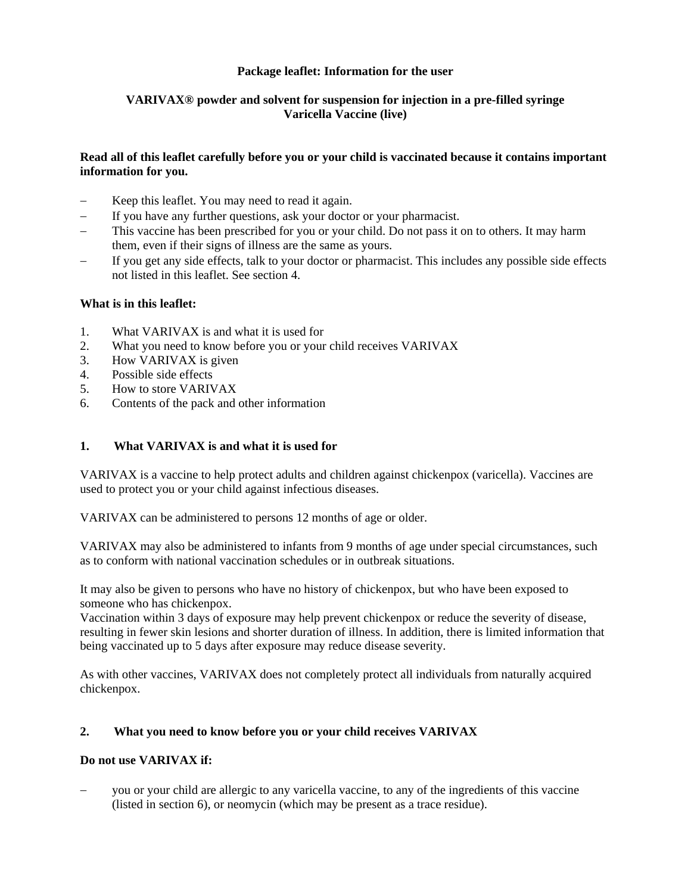**Package leaflet: Information for the user**

**VARIVAX® powder and solvent for suspension for injection in a pre-filled syringe**
**Varicella Vaccine (live)**

**Read all of this leaflet carefully before you or your child is vaccinated because it contains important information for you.**

- Keep this leaflet. You may need to read it again.
- If you have any further questions, ask your doctor or your pharmacist.
- This vaccine has been prescribed for you or your child. Do not pass it on to others. It may harm them, even if their signs of illness are the same as yours.
- If you get any side effects, talk to your doctor or pharmacist. This includes any possible side effects not listed in this leaflet. See section 4.

**What is in this leaflet:**

1. What VARIVAX is and what it is used for
2. What you need to know before you or your child receives VARIVAX
3. How VARIVAX is given
4. Possible side effects
5. How to store VARIVAX
6. Contents of the pack and other information

## 1. What VARIVAX is and what it is used for

VARIVAX is a vaccine to help protect adults and children against chickenpox (varicella). Vaccines are used to protect you or your child against infectious diseases.

VARIVAX can be administered to persons 12 months of age or older.

VARIVAX may also be administered to infants from 9 months of age under special circumstances, such as to conform with national vaccination schedules or in outbreak situations.

It may also be given to persons who have no history of chickenpox, but who have been exposed to someone who has chickenpox.
Vaccination within 3 days of exposure may help prevent chickenpox or reduce the severity of disease, resulting in fewer skin lesions and shorter duration of illness. In addition, there is limited information that being vaccinated up to 5 days after exposure may reduce disease severity.

As with other vaccines, VARIVAX does not completely protect all individuals from naturally acquired chickenpox.

## 2. What you need to know before you or your child receives VARIVAX

**Do not use VARIVAX if:**

- you or your child are allergic to any varicella vaccine, to any of the ingredients of this vaccine (listed in section 6), or neomycin (which may be present as a trace residue).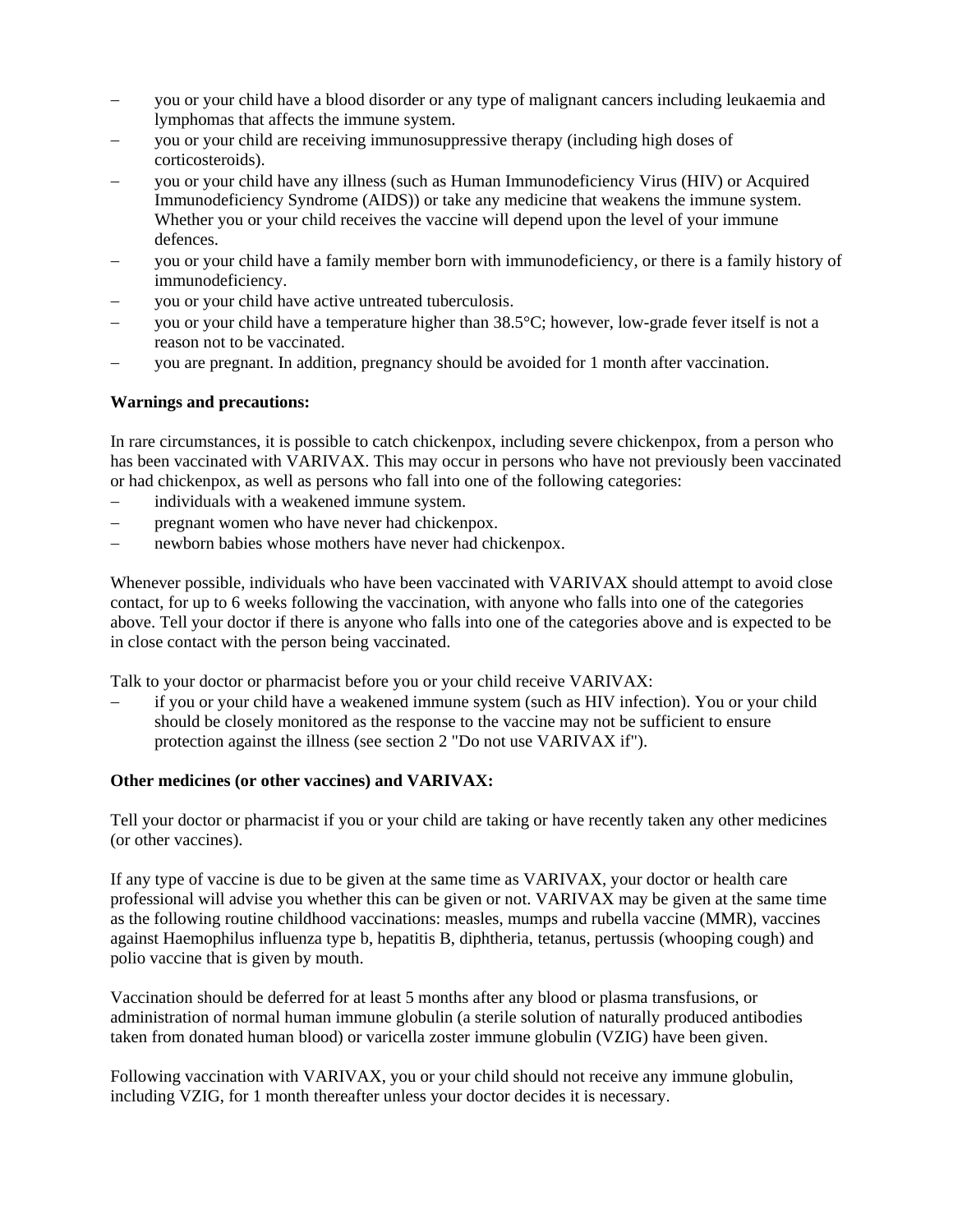- you or your child have a blood disorder or any type of malignant cancers including leukaemia and lymphomas that affects the immune system.
- you or your child are receiving immunosuppressive therapy (including high doses of corticosteroids).
- you or your child have any illness (such as Human Immunodeficiency Virus (HIV) or Acquired Immunodeficiency Syndrome (AIDS)) or take any medicine that weakens the immune system. Whether you or your child receives the vaccine will depend upon the level of your immune defences.
- you or your child have a family member born with immunodeficiency, or there is a family history of immunodeficiency.
- you or your child have active untreated tuberculosis.
- you or your child have a temperature higher than 38.5°C; however, low-grade fever itself is not a reason not to be vaccinated.
- you are pregnant. In addition, pregnancy should be avoided for 1 month after vaccination.

**Warnings and precautions:**

In rare circumstances, it is possible to catch chickenpox, including severe chickenpox, from a person who has been vaccinated with VARIVAX. This may occur in persons who have not previously been vaccinated or had chickenpox, as well as persons who fall into one of the following categories:

- individuals with a weakened immune system.
- pregnant women who have never had chickenpox.
- newborn babies whose mothers have never had chickenpox.

Whenever possible, individuals who have been vaccinated with VARIVAX should attempt to avoid close contact, for up to 6 weeks following the vaccination, with anyone who falls into one of the categories above. Tell your doctor if there is anyone who falls into one of the categories above and is expected to be in close contact with the person being vaccinated.

Talk to your doctor or pharmacist before you or your child receive VARIVAX:

- if you or your child have a weakened immune system (such as HIV infection). You or your child should be closely monitored as the response to the vaccine may not be sufficient to ensure protection against the illness (see section 2 "Do not use VARIVAX if").

**Other medicines (or other vaccines) and VARIVAX:**

Tell your doctor or pharmacist if you or your child are taking or have recently taken any other medicines (or other vaccines).

If any type of vaccine is due to be given at the same time as VARIVAX, your doctor or health care professional will advise you whether this can be given or not. VARIVAX may be given at the same time as the following routine childhood vaccinations: measles, mumps and rubella vaccine (MMR), vaccines against Haemophilus influenza type b, hepatitis B, diphtheria, tetanus, pertussis (whooping cough) and polio vaccine that is given by mouth.

Vaccination should be deferred for at least 5 months after any blood or plasma transfusions, or administration of normal human immune globulin (a sterile solution of naturally produced antibodies taken from donated human blood) or varicella zoster immune globulin (VZIG) have been given.

Following vaccination with VARIVAX, you or your child should not receive any immune globulin, including VZIG, for 1 month thereafter unless your doctor decides it is necessary.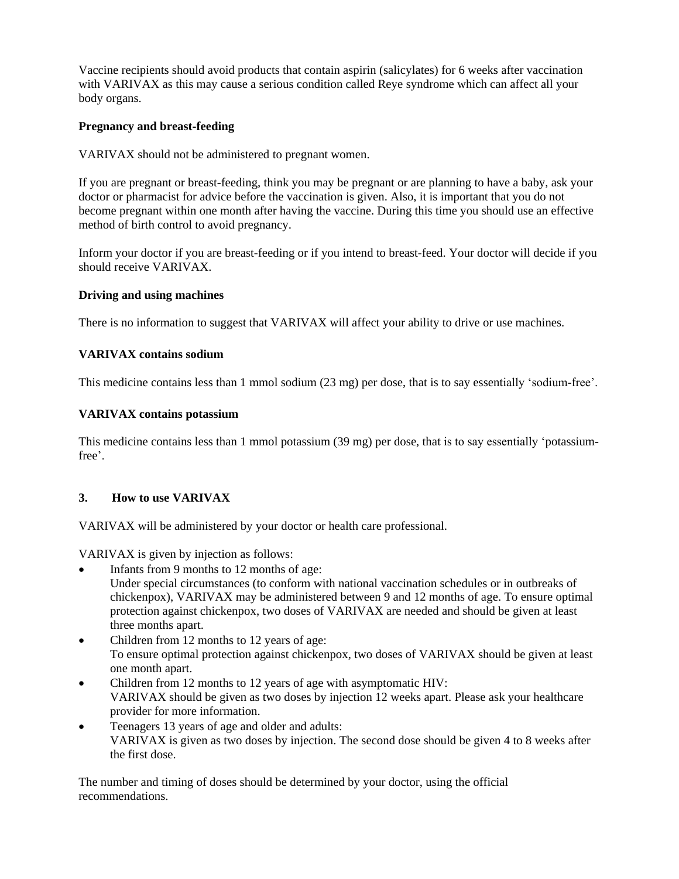Vaccine recipients should avoid products that contain aspirin (salicylates) for 6 weeks after vaccination with VARIVAX as this may cause a serious condition called Reye syndrome which can affect all your body organs.

**Pregnancy and breast-feeding**

VARIVAX should not be administered to pregnant women.

If you are pregnant or breast-feeding, think you may be pregnant or are planning to have a baby, ask your doctor or pharmacist for advice before the vaccination is given. Also, it is important that you do not become pregnant within one month after having the vaccine. During this time you should use an effective method of birth control to avoid pregnancy.

Inform your doctor if you are breast-feeding or if you intend to breast-feed. Your doctor will decide if you should receive VARIVAX.

**Driving and using machines**

There is no information to suggest that VARIVAX will affect your ability to drive or use machines.

**VARIVAX contains sodium**

This medicine contains less than 1 mmol sodium (23 mg) per dose, that is to say essentially 'sodium-free'.

**VARIVAX contains potassium**

This medicine contains less than 1 mmol potassium (39 mg) per dose, that is to say essentially 'potassium-free'.

## 3. How to use VARIVAX

VARIVAX will be administered by your doctor or health care professional.

VARIVAX is given by injection as follows:

- Infants from 9 months to 12 months of age:
  Under special circumstances (to conform with national vaccination schedules or in outbreaks of chickenpox), VARIVAX may be administered between 9 and 12 months of age. To ensure optimal protection against chickenpox, two doses of VARIVAX are needed and should be given at least three months apart.
- Children from 12 months to 12 years of age:
  To ensure optimal protection against chickenpox, two doses of VARIVAX should be given at least one month apart.
- Children from 12 months to 12 years of age with asymptomatic HIV:
  VARIVAX should be given as two doses by injection 12 weeks apart. Please ask your healthcare provider for more information.
- Teenagers 13 years of age and older and adults:
  VARIVAX is given as two doses by injection. The second dose should be given 4 to 8 weeks after the first dose.

The number and timing of doses should be determined by your doctor, using the official recommendations.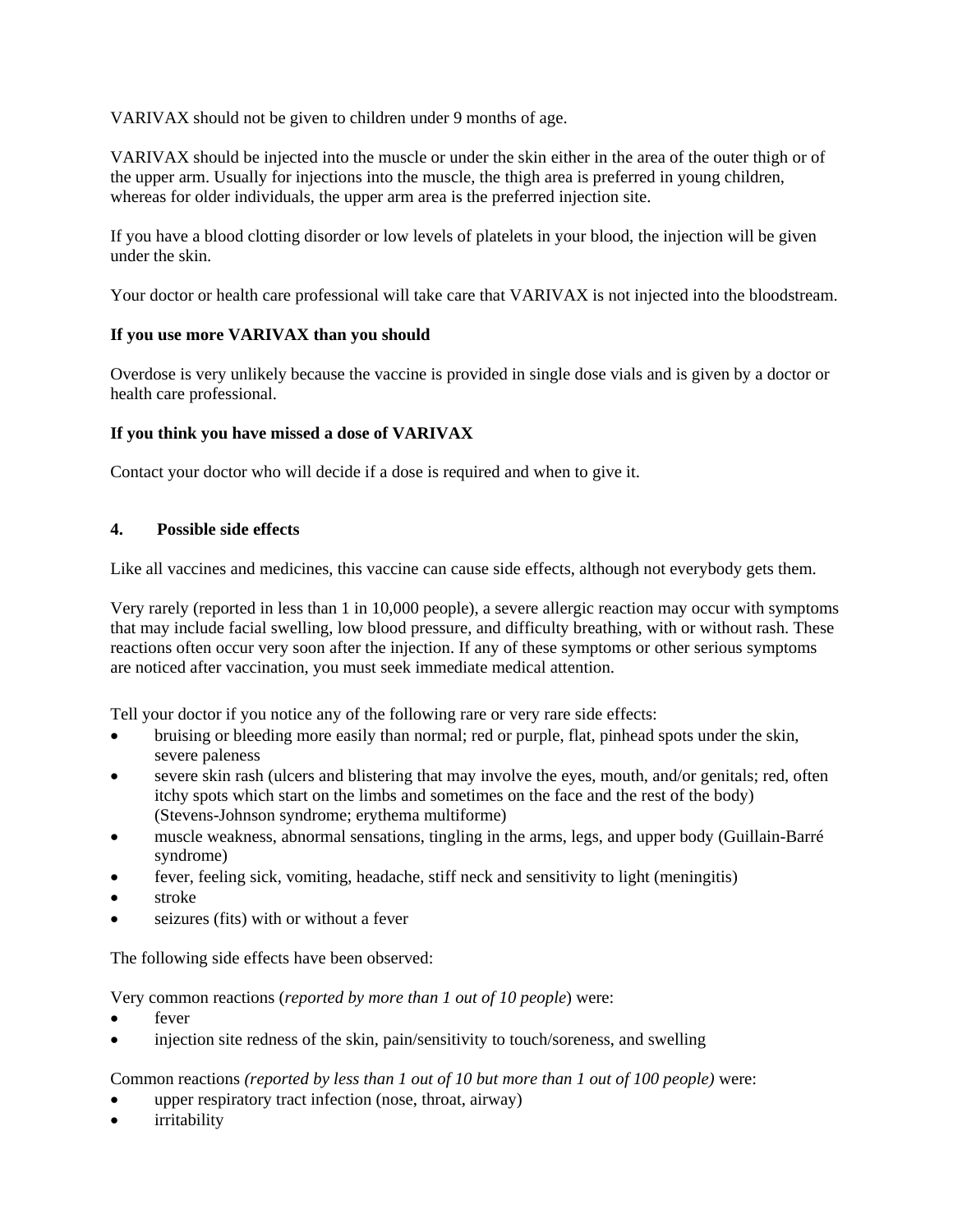VARIVAX should not be given to children under 9 months of age.

VARIVAX should be injected into the muscle or under the skin either in the area of the outer thigh or of the upper arm. Usually for injections into the muscle, the thigh area is preferred in young children, whereas for older individuals, the upper arm area is the preferred injection site.

If you have a blood clotting disorder or low levels of platelets in your blood, the injection will be given under the skin.

Your doctor or health care professional will take care that VARIVAX is not injected into the bloodstream.

**If you use more VARIVAX than you should**

Overdose is very unlikely because the vaccine is provided in single dose vials and is given by a doctor or health care professional.

**If you think you have missed a dose of VARIVAX**

Contact your doctor who will decide if a dose is required and when to give it.

## 4. Possible side effects

Like all vaccines and medicines, this vaccine can cause side effects, although not everybody gets them.

Very rarely (reported in less than 1 in 10,000 people), a severe allergic reaction may occur with symptoms that may include facial swelling, low blood pressure, and difficulty breathing, with or without rash. These reactions often occur very soon after the injection. If any of these symptoms or other serious symptoms are noticed after vaccination, you must seek immediate medical attention.

Tell your doctor if you notice any of the following rare or very rare side effects:

- bruising or bleeding more easily than normal; red or purple, flat, pinhead spots under the skin, severe paleness
- severe skin rash (ulcers and blistering that may involve the eyes, mouth, and/or genitals; red, often itchy spots which start on the limbs and sometimes on the face and the rest of the body) (Stevens-Johnson syndrome; erythema multiforme)
- muscle weakness, abnormal sensations, tingling in the arms, legs, and upper body (Guillain-Barré syndrome)
- fever, feeling sick, vomiting, headache, stiff neck and sensitivity to light (meningitis)
- stroke
- seizures (fits) with or without a fever

The following side effects have been observed:

Very common reactions (*reported by more than 1 out of 10 people*) were:

- fever
- injection site redness of the skin, pain/sensitivity to touch/soreness, and swelling

Common reactions *(reported by less than 1 out of 10 but more than 1 out of 100 people)* were:

- upper respiratory tract infection (nose, throat, airway)
- irritability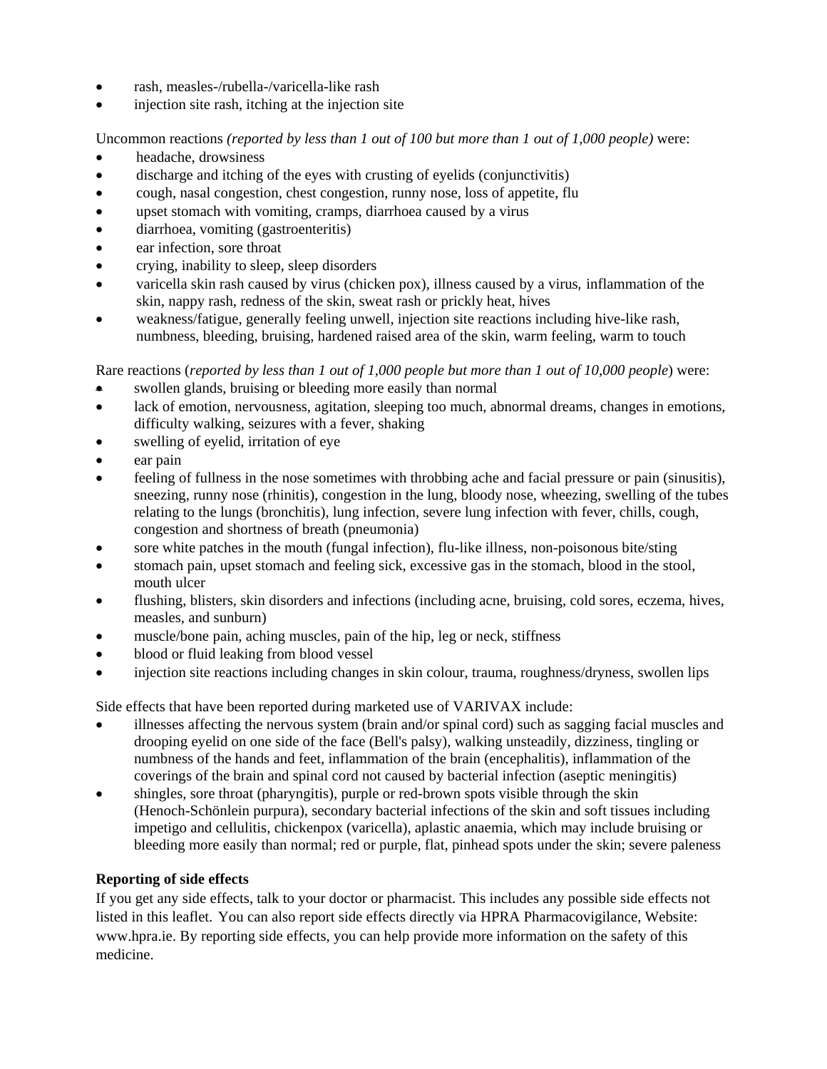- rash, measles-/rubella-/varicella-like rash
- injection site rash, itching at the injection site

Uncommon reactions *(reported by less than 1 out of 100 but more than 1 out of 1,000 people)* were:

- headache, drowsiness
- discharge and itching of the eyes with crusting of eyelids (conjunctivitis)
- cough, nasal congestion, chest congestion, runny nose, loss of appetite, flu
- upset stomach with vomiting, cramps, diarrhoea caused by a virus
- diarrhoea, vomiting (gastroenteritis)
- ear infection, sore throat
- crying, inability to sleep, sleep disorders
- varicella skin rash caused by virus (chicken pox), illness caused by a virus, inflammation of the skin, nappy rash, redness of the skin, sweat rash or prickly heat, hives
- weakness/fatigue, generally feeling unwell, injection site reactions including hive-like rash, numbness, bleeding, bruising, hardened raised area of the skin, warm feeling, warm to touch

Rare reactions (*reported by less than 1 out of 1,000 people but more than 1 out of 10,000 people*) were:

- swollen glands, bruising or bleeding more easily than normal
- lack of emotion, nervousness, agitation, sleeping too much, abnormal dreams, changes in emotions, difficulty walking, seizures with a fever, shaking
- swelling of eyelid, irritation of eye
- ear pain
- feeling of fullness in the nose sometimes with throbbing ache and facial pressure or pain (sinusitis), sneezing, runny nose (rhinitis), congestion in the lung, bloody nose, wheezing, swelling of the tubes relating to the lungs (bronchitis), lung infection, severe lung infection with fever, chills, cough, congestion and shortness of breath (pneumonia)
- sore white patches in the mouth (fungal infection), flu-like illness, non-poisonous bite/sting
- stomach pain, upset stomach and feeling sick, excessive gas in the stomach, blood in the stool, mouth ulcer
- flushing, blisters, skin disorders and infections (including acne, bruising, cold sores, eczema, hives, measles, and sunburn)
- muscle/bone pain, aching muscles, pain of the hip, leg or neck, stiffness
- blood or fluid leaking from blood vessel
- injection site reactions including changes in skin colour, trauma, roughness/dryness, swollen lips

Side effects that have been reported during marketed use of VARIVAX include:

- illnesses affecting the nervous system (brain and/or spinal cord) such as sagging facial muscles and drooping eyelid on one side of the face (Bell's palsy), walking unsteadily, dizziness, tingling or numbness of the hands and feet, inflammation of the brain (encephalitis), inflammation of the coverings of the brain and spinal cord not caused by bacterial infection (aseptic meningitis)
- shingles, sore throat (pharyngitis), purple or red-brown spots visible through the skin (Henoch-Schönlein purpura), secondary bacterial infections of the skin and soft tissues including impetigo and cellulitis, chickenpox (varicella), aplastic anaemia, which may include bruising or bleeding more easily than normal; red or purple, flat, pinhead spots under the skin; severe paleness

**Reporting of side effects**

If you get any side effects, talk to your doctor or pharmacist. This includes any possible side effects not listed in this leaflet. You can also report side effects directly via HPRA Pharmacovigilance, Website: www.hpra.ie. By reporting side effects, you can help provide more information on the safety of this medicine.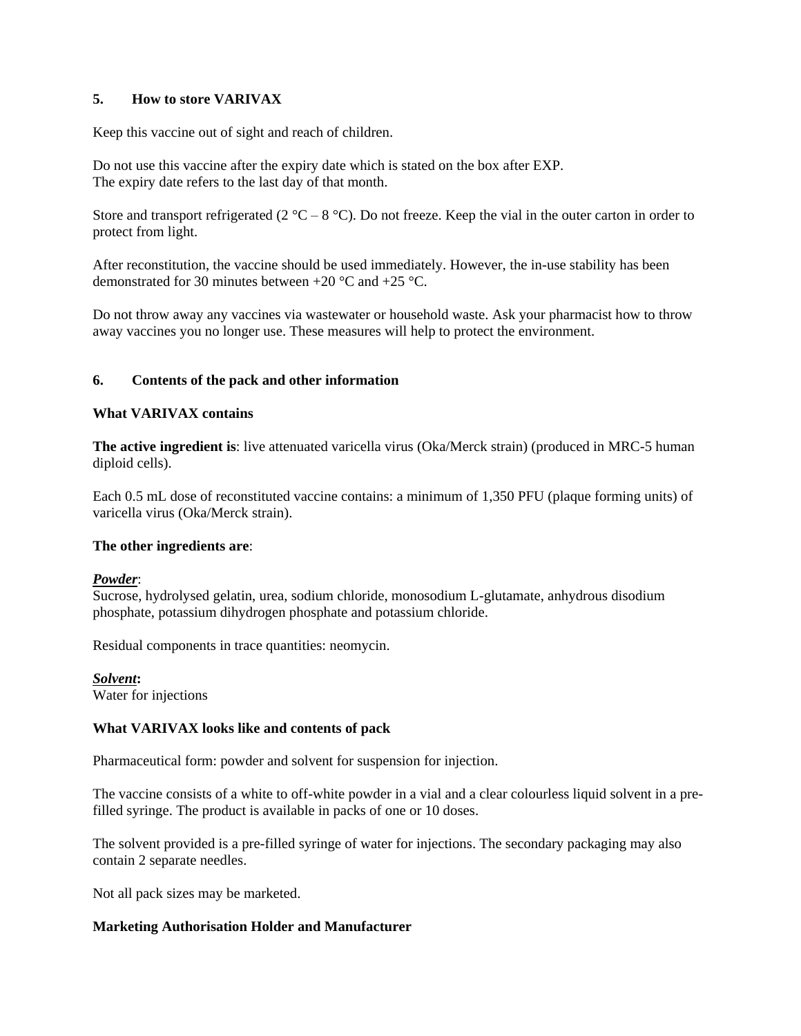## 5. How to store VARIVAX

Keep this vaccine out of sight and reach of children.

Do not use this vaccine after the expiry date which is stated on the box after EXP.
The expiry date refers to the last day of that month.

Store and transport refrigerated (2 °C – 8 °C). Do not freeze. Keep the vial in the outer carton in order to protect from light.

After reconstitution, the vaccine should be used immediately. However, the in-use stability has been demonstrated for 30 minutes between +20 °C and +25 °C.

Do not throw away any vaccines via wastewater or household waste. Ask your pharmacist how to throw away vaccines you no longer use. These measures will help to protect the environment.

## 6. Contents of the pack and other information

### What VARIVAX contains

**The active ingredient is**: live attenuated varicella virus (Oka/Merck strain) (produced in MRC-5 human diploid cells).

Each 0.5 mL dose of reconstituted vaccine contains: a minimum of 1,350 PFU (plaque forming units) of varicella virus (Oka/Merck strain).

**The other ingredients are**:

***Powder***:
Sucrose, hydrolysed gelatin, urea, sodium chloride, monosodium L-glutamate, anhydrous disodium phosphate, potassium dihydrogen phosphate and potassium chloride.

Residual components in trace quantities: neomycin.

***Solvent*:**
Water for injections

### What VARIVAX looks like and contents of pack

Pharmaceutical form: powder and solvent for suspension for injection.

The vaccine consists of a white to off-white powder in a vial and a clear colourless liquid solvent in a pre-filled syringe. The product is available in packs of one or 10 doses.

The solvent provided is a pre-filled syringe of water for injections. The secondary packaging may also contain 2 separate needles.

Not all pack sizes may be marketed.

### Marketing Authorisation Holder and Manufacturer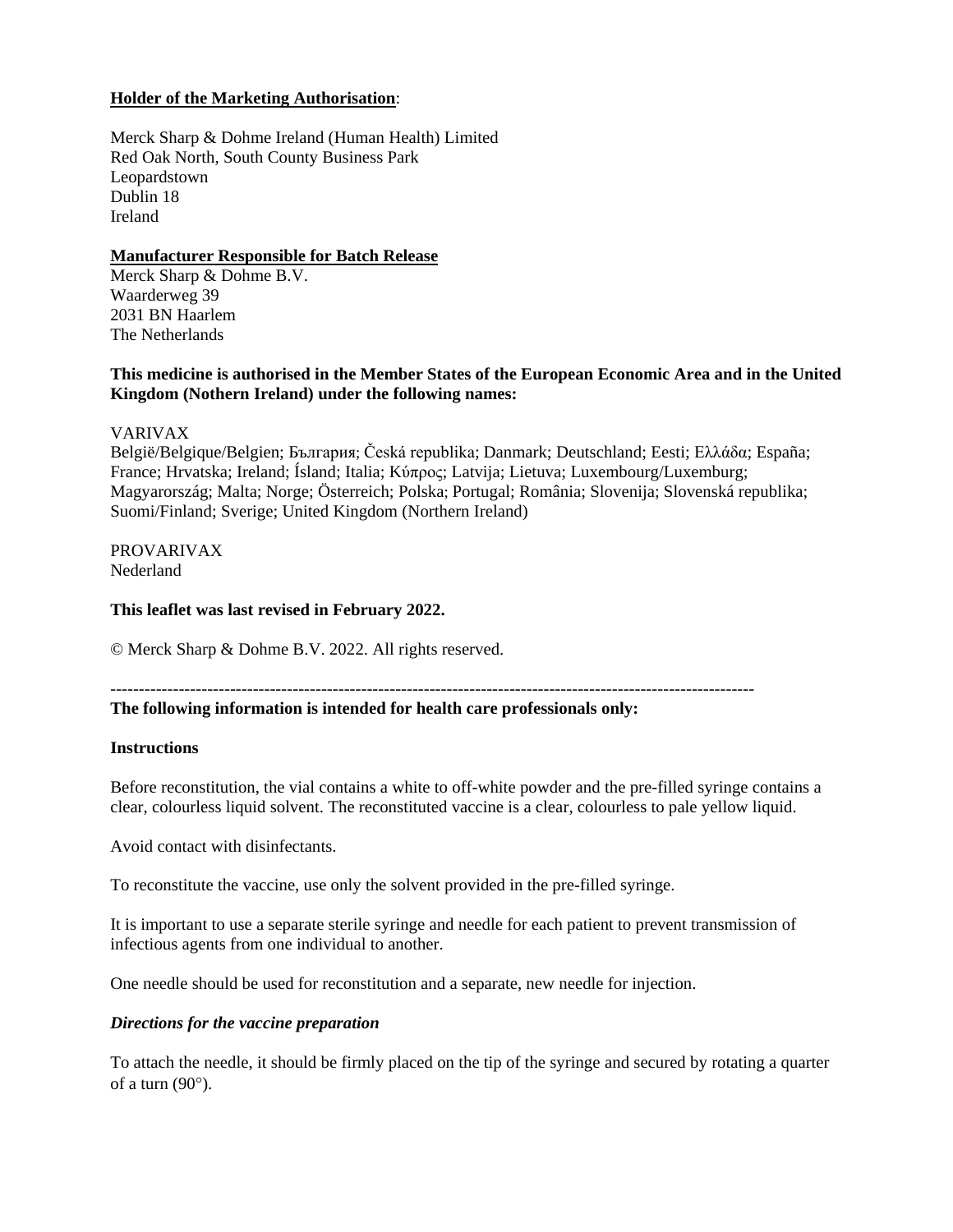**Holder of the Marketing Authorisation**:

Merck Sharp & Dohme Ireland (Human Health) Limited
Red Oak North, South County Business Park
Leopardstown
Dublin 18
Ireland

**Manufacturer Responsible for Batch Release**

Merck Sharp & Dohme B.V.
Waarderweg 39
2031 BN Haarlem
The Netherlands

**This medicine is authorised in the Member States of the European Economic Area and in the United Kingdom (Nothern Ireland) under the following names:**

VARIVAX
België/Belgique/Belgien; България; Česká republika; Danmark; Deutschland; Eesti; Ελλάδα; España; France; Hrvatska; Ireland; Ísland; Italia; Κύπρος; Latvija; Lietuva; Luxembourg/Luxemburg; Magyarország; Malta; Norge; Österreich; Polska; Portugal; România; Slovenija; Slovenská republika; Suomi/Finland; Sverige; United Kingdom (Northern Ireland)

PROVARIVAX
Nederland

**This leaflet was last revised in February 2022.**

© Merck Sharp & Dohme B.V. 2022. All rights reserved.

---

**The following information is intended for health care professionals only:**

**Instructions**

Before reconstitution, the vial contains a white to off-white powder and the pre-filled syringe contains a clear, colourless liquid solvent. The reconstituted vaccine is a clear, colourless to pale yellow liquid.

Avoid contact with disinfectants.

To reconstitute the vaccine, use only the solvent provided in the pre-filled syringe.

It is important to use a separate sterile syringe and needle for each patient to prevent transmission of infectious agents from one individual to another.

One needle should be used for reconstitution and a separate, new needle for injection.

***Directions for the vaccine preparation***

To attach the needle, it should be firmly placed on the tip of the syringe and secured by rotating a quarter of a turn (90°).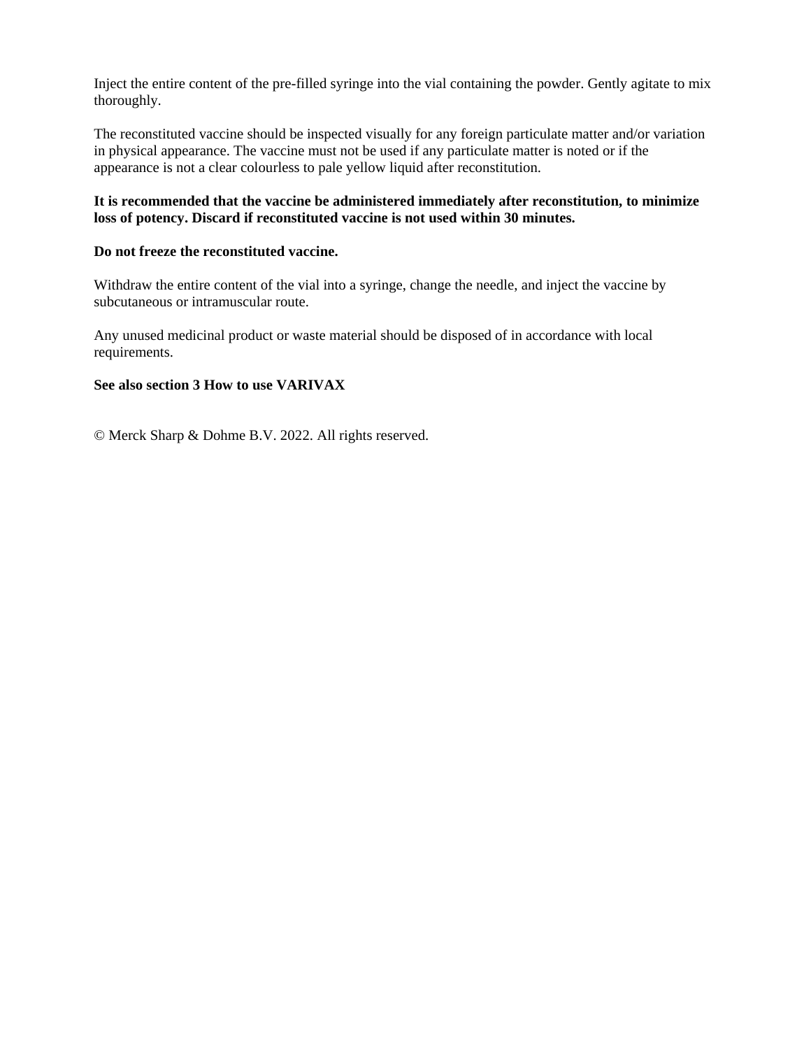Inject the entire content of the pre-filled syringe into the vial containing the powder. Gently agitate to mix thoroughly.

The reconstituted vaccine should be inspected visually for any foreign particulate matter and/or variation in physical appearance. The vaccine must not be used if any particulate matter is noted or if the appearance is not a clear colourless to pale yellow liquid after reconstitution.

**It is recommended that the vaccine be administered immediately after reconstitution, to minimize loss of potency. Discard if reconstituted vaccine is not used within 30 minutes.**

**Do not freeze the reconstituted vaccine.**

Withdraw the entire content of the vial into a syringe, change the needle, and inject the vaccine by subcutaneous or intramuscular route.

Any unused medicinal product or waste material should be disposed of in accordance with local requirements.

**See also section 3 How to use VARIVAX**

© Merck Sharp & Dohme B.V. 2022. All rights reserved.